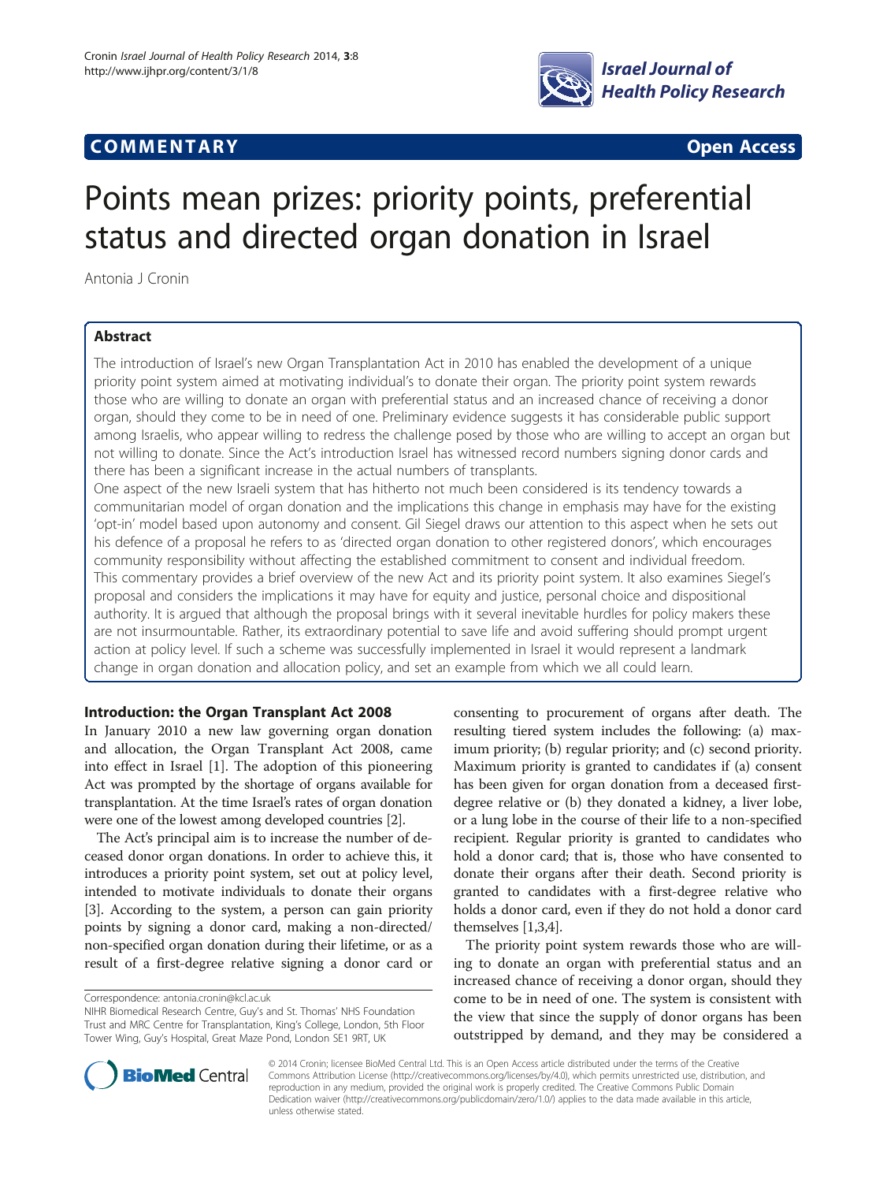**COMMENTARY** **Open Access**

# Points mean prizes: priority points, preferential status and directed organ donation in Israel

Antonia J Cronin

## Abstract

The introduction of Israel's new Organ Transplantation Act in 2010 has enabled the development of a unique priority point system aimed at motivating individual's to donate their organ. The priority point system rewards those who are willing to donate an organ with preferential status and an increased chance of receiving a donor organ, should they come to be in need of one. Preliminary evidence suggests it has considerable public support among Israelis, who appear willing to redress the challenge posed by those who are willing to accept an organ but not willing to donate. Since the Act's introduction Israel has witnessed record numbers signing donor cards and there has been a significant increase in the actual numbers of transplants.

One aspect of the new Israeli system that has hitherto not much been considered is its tendency towards a communitarian model of organ donation and the implications this change in emphasis may have for the existing 'opt-in' model based upon autonomy and consent. Gil Siegel draws our attention to this aspect when he sets out his defence of a proposal he refers to as 'directed organ donation to other registered donors', which encourages community responsibility without affecting the established commitment to consent and individual freedom. This commentary provides a brief overview of the new Act and its priority point system. It also examines Siegel's proposal and considers the implications it may have for equity and justice, personal choice and dispositional authority. It is argued that although the proposal brings with it several inevitable hurdles for policy makers these are not insurmountable. Rather, its extraordinary potential to save life and avoid suffering should prompt urgent action at policy level. If such a scheme was successfully implemented in Israel it would represent a landmark change in organ donation and allocation policy, and set an example from which we all could learn.

### Introduction: the Organ Transplant Act 2008

In January 2010 a new law governing organ donation and allocation, the Organ Transplant Act 2008, came into effect in Israel [1]. The adoption of this pioneering Act was prompted by the shortage of organs available for transplantation. At the time Israel's rates of organ donation were one of the lowest among developed countries [2].

The Act's principal aim is to increase the number of deceased donor organ donations. In order to achieve this, it introduces a priority point system, set out at policy level, intended to motivate individuals to donate their organs [3]. According to the system, a person can gain priority points by signing a donor card, making a non-directed/non-specified organ donation during their lifetime, or as a result of a first-degree relative signing a donor card or consenting to procurement of organs after death. The resulting tiered system includes the following: (a) maximum priority; (b) regular priority; and (c) second priority. Maximum priority is granted to candidates if (a) consent has been given for organ donation from a deceased first-degree relative or (b) they donated a kidney, a liver lobe, or a lung lobe in the course of their life to a non-specified recipient. Regular priority is granted to candidates who hold a donor card; that is, those who have consented to donate their organs after their death. Second priority is granted to candidates with a first-degree relative who holds a donor card, even if they do not hold a donor card themselves [1,3,4].

The priority point system rewards those who are willing to donate an organ with preferential status and an increased chance of receiving a donor organ, should they come to be in need of one. The system is consistent with the view that since the supply of donor organs has been outstripped by demand, and they may be considered a

Correspondence: antonia.cronin@kcl.ac.uk
NIHR Biomedical Research Centre, Guy's and St. Thomas' NHS Foundation Trust and MRC Centre for Transplantation, King's College, London, 5th Floor Tower Wing, Guy's Hospital, Great Maze Pond, London SE1 9RT, UK

© 2014 Cronin; licensee BioMed Central Ltd. This is an Open Access article distributed under the terms of the Creative Commons Attribution License (http://creativecommons.org/licenses/by/4.0), which permits unrestricted use, distribution, and reproduction in any medium, provided the original work is properly credited. The Creative Commons Public Domain Dedication waiver (http://creativecommons.org/publicdomain/zero/1.0/) applies to the data made available in this article, unless otherwise stated.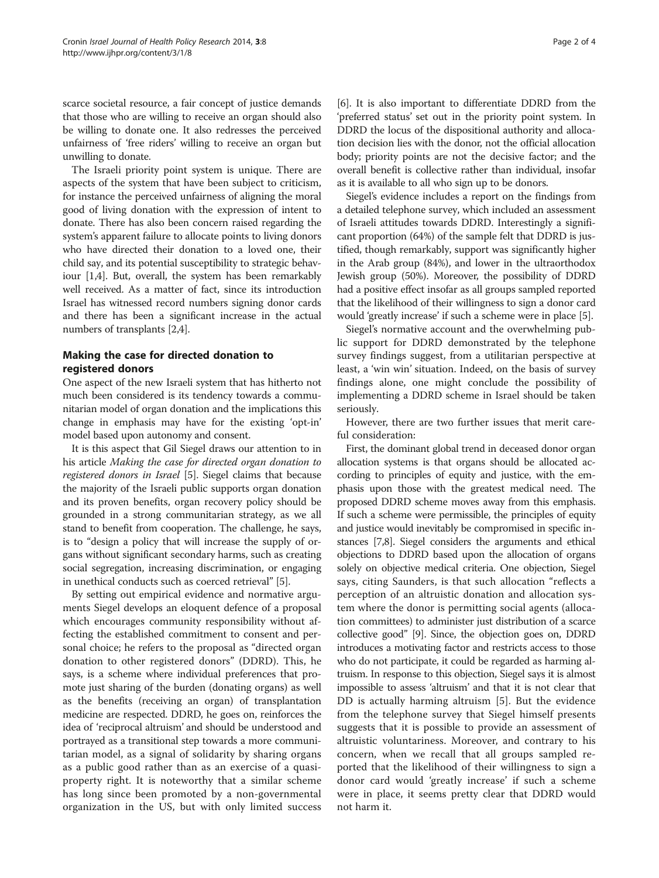scarce societal resource, a fair concept of justice demands that those who are willing to receive an organ should also be willing to donate one. It also redresses the perceived unfairness of 'free riders' willing to receive an organ but unwilling to donate.

The Israeli priority point system is unique. There are aspects of the system that have been subject to criticism, for instance the perceived unfairness of aligning the moral good of living donation with the expression of intent to donate. There has also been concern raised regarding the system's apparent failure to allocate points to living donors who have directed their donation to a loved one, their child say, and its potential susceptibility to strategic behaviour [1,4]. But, overall, the system has been remarkably well received. As a matter of fact, since its introduction Israel has witnessed record numbers signing donor cards and there has been a significant increase in the actual numbers of transplants [2,4].

## Making the case for directed donation to registered donors

One aspect of the new Israeli system that has hitherto not much been considered is its tendency towards a communitarian model of organ donation and the implications this change in emphasis may have for the existing 'opt-in' model based upon autonomy and consent.

It is this aspect that Gil Siegel draws our attention to in his article *Making the case for directed organ donation to registered donors in Israel* [5]. Siegel claims that because the majority of the Israeli public supports organ donation and its proven benefits, organ recovery policy should be grounded in a strong communitarian strategy, as we all stand to benefit from cooperation. The challenge, he says, is to "design a policy that will increase the supply of organs without significant secondary harms, such as creating social segregation, increasing discrimination, or engaging in unethical conducts such as coerced retrieval" [5].

By setting out empirical evidence and normative arguments Siegel develops an eloquent defence of a proposal which encourages community responsibility without affecting the established commitment to consent and personal choice; he refers to the proposal as "directed organ donation to other registered donors" (DDRD). This, he says, is a scheme where individual preferences that promote just sharing of the burden (donating organs) as well as the benefits (receiving an organ) of transplantation medicine are respected. DDRD, he goes on, reinforces the idea of 'reciprocal altruism' and should be understood and portrayed as a transitional step towards a more communitarian model, as a signal of solidarity by sharing organs as a public good rather than as an exercise of a quasi-property right. It is noteworthy that a similar scheme has long since been promoted by a non-governmental organization in the US, but with only limited success [6]. It is also important to differentiate DDRD from the 'preferred status' set out in the priority point system. In DDRD the locus of the dispositional authority and allocation decision lies with the donor, not the official allocation body; priority points are not the decisive factor; and the overall benefit is collective rather than individual, insofar as it is available to all who sign up to be donors.

Siegel's evidence includes a report on the findings from a detailed telephone survey, which included an assessment of Israeli attitudes towards DDRD. Interestingly a significant proportion (64%) of the sample felt that DDRD is justified, though remarkably, support was significantly higher in the Arab group (84%), and lower in the ultraorthodox Jewish group (50%). Moreover, the possibility of DDRD had a positive effect insofar as all groups sampled reported that the likelihood of their willingness to sign a donor card would 'greatly increase' if such a scheme were in place [5].

Siegel's normative account and the overwhelming public support for DDRD demonstrated by the telephone survey findings suggest, from a utilitarian perspective at least, a 'win win' situation. Indeed, on the basis of survey findings alone, one might conclude the possibility of implementing a DDRD scheme in Israel should be taken seriously.

However, there are two further issues that merit careful consideration:

First, the dominant global trend in deceased donor organ allocation systems is that organs should be allocated according to principles of equity and justice, with the emphasis upon those with the greatest medical need. The proposed DDRD scheme moves away from this emphasis. If such a scheme were permissible, the principles of equity and justice would inevitably be compromised in specific instances [7,8]. Siegel considers the arguments and ethical objections to DDRD based upon the allocation of organs solely on objective medical criteria. One objection, Siegel says, citing Saunders, is that such allocation "reflects a perception of an altruistic donation and allocation system where the donor is permitting social agents (allocation committees) to administer just distribution of a scarce collective good" [9]. Since, the objection goes on, DDRD introduces a motivating factor and restricts access to those who do not participate, it could be regarded as harming altruism. In response to this objection, Siegel says it is almost impossible to assess 'altruism' and that it is not clear that DD is actually harming altruism [5]. But the evidence from the telephone survey that Siegel himself presents suggests that it is possible to provide an assessment of altruistic voluntariness. Moreover, and contrary to his concern, when we recall that all groups sampled reported that the likelihood of their willingness to sign a donor card would 'greatly increase' if such a scheme were in place, it seems pretty clear that DDRD would not harm it.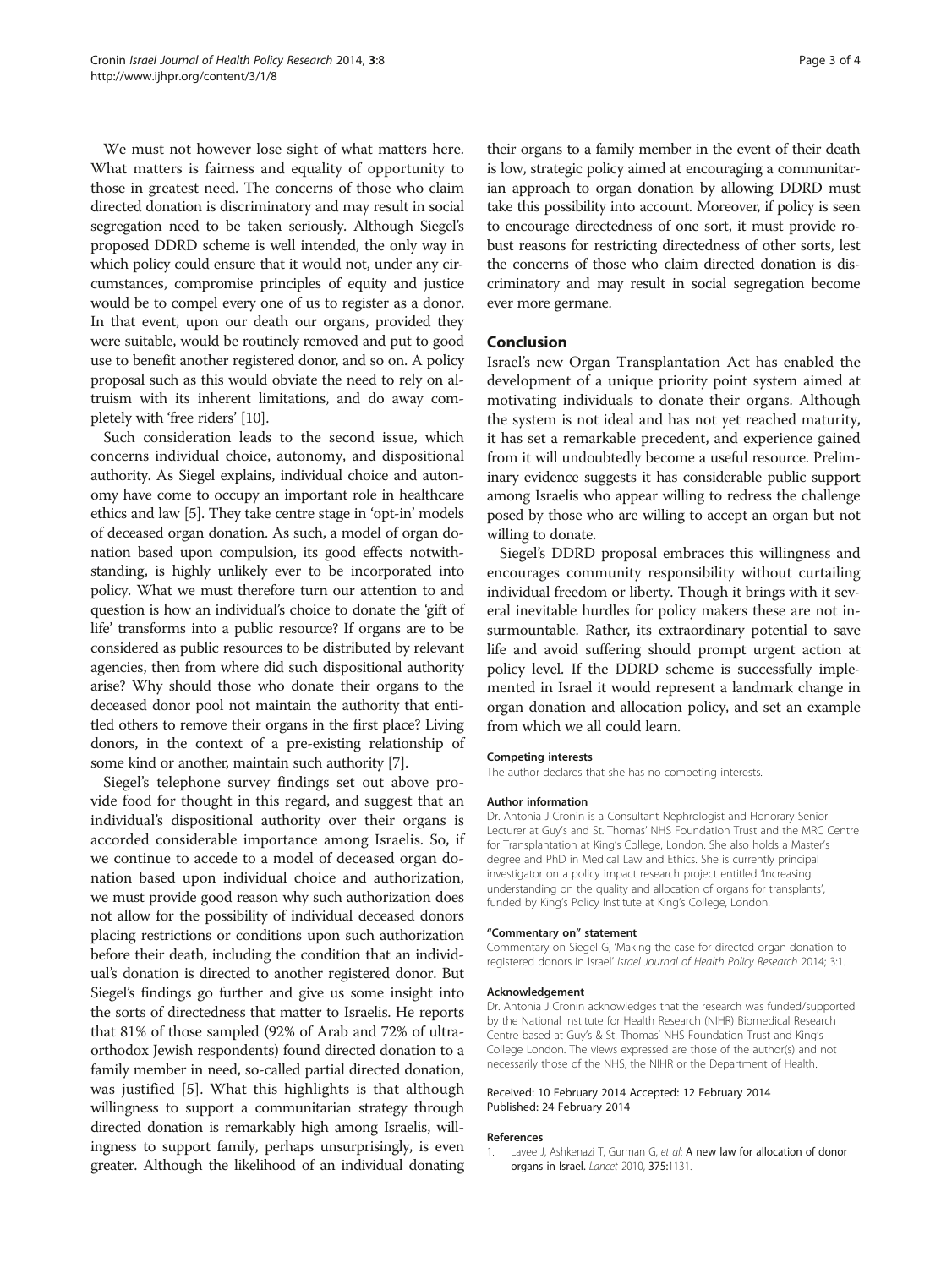We must not however lose sight of what matters here. What matters is fairness and equality of opportunity to those in greatest need. The concerns of those who claim directed donation is discriminatory and may result in social segregation need to be taken seriously. Although Siegel's proposed DDRD scheme is well intended, the only way in which policy could ensure that it would not, under any circumstances, compromise principles of equity and justice would be to compel every one of us to register as a donor. In that event, upon our death our organs, provided they were suitable, would be routinely removed and put to good use to benefit another registered donor, and so on. A policy proposal such as this would obviate the need to rely on altruism with its inherent limitations, and do away completely with 'free riders' [10].

Such consideration leads to the second issue, which concerns individual choice, autonomy, and dispositional authority. As Siegel explains, individual choice and autonomy have come to occupy an important role in healthcare ethics and law [5]. They take centre stage in 'opt-in' models of deceased organ donation. As such, a model of organ donation based upon compulsion, its good effects notwithstanding, is highly unlikely ever to be incorporated into policy. What we must therefore turn our attention to and question is how an individual's choice to donate the 'gift of life' transforms into a public resource? If organs are to be considered as public resources to be distributed by relevant agencies, then from where did such dispositional authority arise? Why should those who donate their organs to the deceased donor pool not maintain the authority that entitled others to remove their organs in the first place? Living donors, in the context of a pre-existing relationship of some kind or another, maintain such authority [7].

Siegel's telephone survey findings set out above provide food for thought in this regard, and suggest that an individual's dispositional authority over their organs is accorded considerable importance among Israelis. So, if we continue to accede to a model of deceased organ donation based upon individual choice and authorization, we must provide good reason why such authorization does not allow for the possibility of individual deceased donors placing restrictions or conditions upon such authorization before their death, including the condition that an individual's donation is directed to another registered donor. But Siegel's findings go further and give us some insight into the sorts of directedness that matter to Israelis. He reports that 81% of those sampled (92% of Arab and 72% of ultra-orthodox Jewish respondents) found directed donation to a family member in need, so-called partial directed donation, was justified [5]. What this highlights is that although willingness to support a communitarian strategy through directed donation is remarkably high among Israelis, willingness to support family, perhaps unsurprisingly, is even greater. Although the likelihood of an individual donating their organs to a family member in the event of their death is low, strategic policy aimed at encouraging a communitarian approach to organ donation by allowing DDRD must take this possibility into account. Moreover, if policy is seen to encourage directedness of one sort, it must provide robust reasons for restricting directedness of other sorts, lest the concerns of those who claim directed donation is discriminatory and may result in social segregation become ever more germane.

## Conclusion

Israel's new Organ Transplantation Act has enabled the development of a unique priority point system aimed at motivating individuals to donate their organs. Although the system is not ideal and has not yet reached maturity, it has set a remarkable precedent, and experience gained from it will undoubtedly become a useful resource. Preliminary evidence suggests it has considerable public support among Israelis who appear willing to redress the challenge posed by those who are willing to accept an organ but not willing to donate.

Siegel's DDRD proposal embraces this willingness and encourages community responsibility without curtailing individual freedom or liberty. Though it brings with it several inevitable hurdles for policy makers these are not insurmountable. Rather, its extraordinary potential to save life and avoid suffering should prompt urgent action at policy level. If the DDRD scheme is successfully implemented in Israel it would represent a landmark change in organ donation and allocation policy, and set an example from which we all could learn.

#### Competing interests

The author declares that she has no competing interests.

#### Author information

Dr. Antonia J Cronin is a Consultant Nephrologist and Honorary Senior Lecturer at Guy's and St. Thomas' NHS Foundation Trust and the MRC Centre for Transplantation at King's College, London. She also holds a Master's degree and PhD in Medical Law and Ethics. She is currently principal investigator on a policy impact research project entitled 'Increasing understanding on the quality and allocation of organs for transplants', funded by King's Policy Institute at King's College, London.

#### "Commentary on" statement

Commentary on Siegel G, 'Making the case for directed organ donation to registered donors in Israel' *Israel Journal of Health Policy Research* 2014; 3:1.

#### Acknowledgement

Dr. Antonia J Cronin acknowledges that the research was funded/supported by the National Institute for Health Research (NIHR) Biomedical Research Centre based at Guy's & St. Thomas' NHS Foundation Trust and King's College London. The views expressed are those of the author(s) and not necessarily those of the NHS, the NIHR or the Department of Health.

Received: 10 February 2014 Accepted: 12 February 2014
Published: 24 February 2014

#### References

1. Lavee J, Ashkenazi T, Gurman G, *et al*: **A new law for allocation of donor organs in Israel.** *Lancet* 2010, **375:**1131.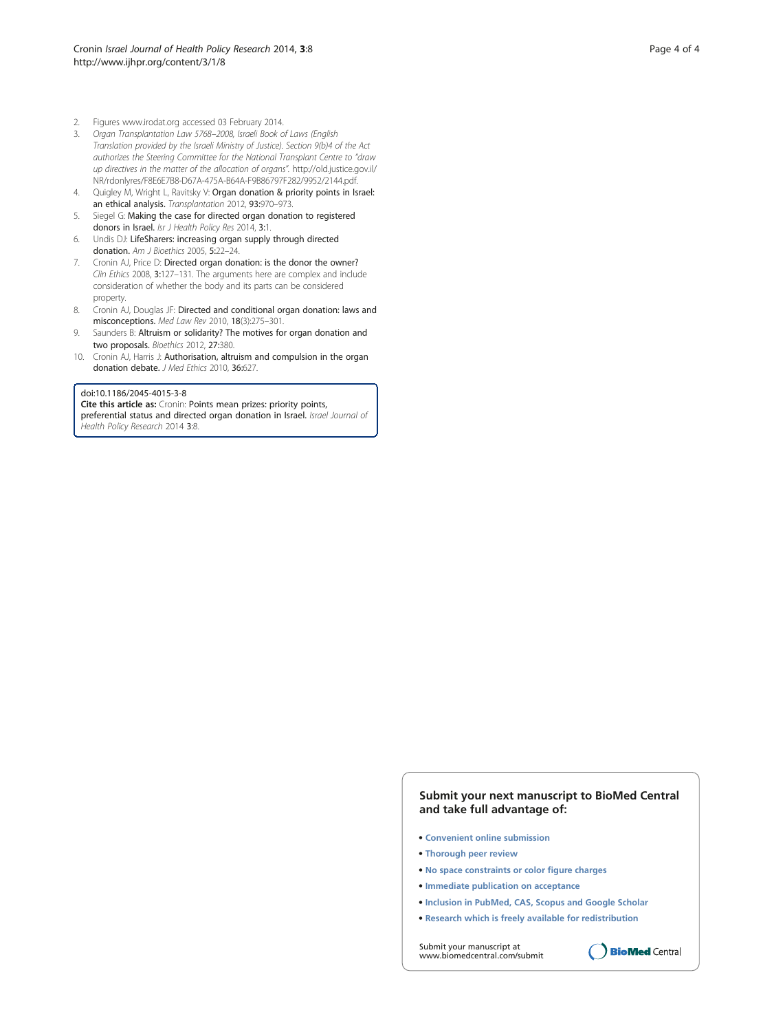2. Figures www.irodat.org accessed 03 February 2014.
3. *Organ Transplantation Law 5768–2008, Israeli Book of Laws (English Translation provided by the Israeli Ministry of Justice). Section 9(b)4 of the Act authorizes the Steering Committee for the National Transplant Centre to "draw up directives in the matter of the allocation of organs".* http://old.justice.gov.il/NR/rdonlyres/F8E6E7B8-D67A-475A-B64A-F9B86797F282/9952/2144.pdf.
4. Quigley M, Wright L, Ravitsky V: **Organ donation & priority points in Israel: an ethical analysis.** *Transplantation* 2012, **93:**970–973.
5. Siegel G: **Making the case for directed organ donation to registered donors in Israel.** *Isr J Health Policy Res* 2014, **3:**1.
6. Undis DJ: **LifeSharers: increasing organ supply through directed donation.** *Am J Bioethics* 2005, **5:**22–24.
7. Cronin AJ, Price D: **Directed organ donation: is the donor the owner?** *Clin Ethics* 2008, **3:**127–131. The arguments here are complex and include consideration of whether the body and its parts can be considered property.
8. Cronin AJ, Douglas JF: **Directed and conditional organ donation: laws and misconceptions.** *Med Law Rev* 2010, **18**(3):275–301.
9. Saunders B: **Altruism or solidarity? The motives for organ donation and two proposals.** *Bioethics* 2012, **27:**380.
10. Cronin AJ, Harris J: **Authorisation, altruism and compulsion in the organ donation debate.** *J Med Ethics* 2010, **36:**627.

doi:10.1186/2045-4015-3-8

**Cite this article as:** Cronin: Points mean prizes: priority points, preferential status and directed organ donation in Israel. *Israel Journal of Health Policy Research* 2014 **3**:8.

**Submit your next manuscript to BioMed Central and take full advantage of:**

- **Convenient online submission**
- **Thorough peer review**
- **No space constraints or color figure charges**
- **Immediate publication on acceptance**
- **Inclusion in PubMed, CAS, Scopus and Google Scholar**
- **Research which is freely available for redistribution**

Submit your manuscript at www.biomedcentral.com/submit

BioMed Central